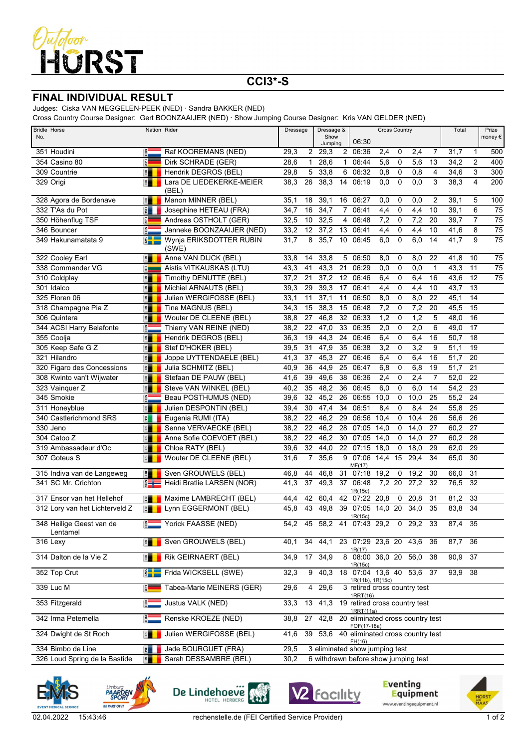# Outdoor HORST

## CCI3*-S

## FINAL INDIVIDUAL RESULT

Judges: Ciska VAN MEGGELEN-PEEK (NED) · Sandra BAKKER (NED)
Cross Country Course Designer: Gert BOONZAAIJER (NED) · Show Jumping Course Designer: Kris VAN GELDER (NED)

| Bridle No. | Horse | Nation | Rider | Dressage | | Dressage & Show Jumping | | Cross Country 06:30 | | | | | Total | | Prize money € |
|---|---|---|---|---|---|---|---|---|---|---|---|---|---|---|---|
| 351 | Houdini | NED | Raf KOOREMANS (NED) | 29,3 | 2 | 29,3 | 2 | 06:36 | 2,4 | 0 | 2,4 | 7 | 31,7 | 1 | 500 |
| 354 | Casino 80 | GER | Dirk SCHRADE (GER) | 28,6 | 1 | 28,6 | 1 | 06:44 | 5,6 | 0 | 5,6 | 13 | 34,2 | 2 | 400 |
| 309 | Countrie | BEL | Hendrik DEGROS (BEL) | 29,8 | 5 | 33,8 | 6 | 06:32 | 0,8 | 0 | 0,8 | 4 | 34,6 | 3 | 300 |
| 329 | Origi | BEL | Lara DE LIEDEKERKE-MEIER (BEL) | 38,3 | 26 | 38,3 | 14 | 06:19 | 0,0 | 0 | 0,0 | 3 | 38,3 | 4 | 200 |
| 328 | Agora de Bordenave | BEL | Manon MINNER (BEL) | 35,1 | 18 | 39,1 | 16 | 06:27 | 0,0 | 0 | 0,0 | 2 | 39,1 | 5 | 100 |
| 332 | T'As du Pot | FRA | Josephine HETEAU (FRA) | 34,7 | 16 | 34,7 | 7 | 06:41 | 4,4 | 0 | 4,4 | 10 | 39,1 | 6 | 75 |
| 350 | Höhenflug TSF | GER | Andreas OSTHOLT (GER) | 32,5 | 10 | 32,5 | 4 | 06:48 | 7,2 | 0 | 7,2 | 20 | 39,7 | 7 | 75 |
| 346 | Bouncer | NED | Janneke BOONZAAIJER (NED) | 33,2 | 12 | 37,2 | 13 | 06:41 | 4,4 | 0 | 4,4 | 10 | 41,6 | 8 | 75 |
| 349 | Hakunamatata 9 | SWE | Wynja ERIKSDOTTER RUBIN (SWE) | 31,7 | 8 | 35,7 | 10 | 06:45 | 6,0 | 0 | 6,0 | 14 | 41,7 | 9 | 75 |
| 322 | Cooley Earl | BEL | Anne VAN DIJCK (BEL) | 33,8 | 14 | 33,8 | 5 | 06:50 | 8,0 | 0 | 8,0 | 22 | 41,8 | 10 | 75 |
| 338 | Commander VG | LTU | Aistis VITKAUSKAS (LTU) | 43,3 | 41 | 43,3 | 21 | 06:29 | 0,0 | 0 | 0,0 | 1 | 43,3 | 11 | 75 |
| 310 | Coldplay | BEL | Timothy DENUTTE (BEL) | 37,2 | 21 | 37,2 | 12 | 06:46 | 6,4 | 0 | 6,4 | 16 | 43,6 | 12 | 75 |
| 301 | Idalco | BEL | Michiel ARNAUTS (BEL) | 39,3 | 29 | 39,3 | 17 | 06:41 | 4,4 | 0 | 4,4 | 10 | 43,7 | 13 | |
| 325 | Floren 06 | BEL | Julien WERGIFOSSE (BEL) | 33,1 | 11 | 37,1 | 11 | 06:50 | 8,0 | 0 | 8,0 | 22 | 45,1 | 14 | |
| 318 | Champagne Pia Z | BEL | Tine MAGNUS (BEL) | 34,3 | 15 | 38,3 | 15 | 06:48 | 7,2 | 0 | 7,2 | 20 | 45,5 | 15 | |
| 306 | Quintera | BEL | Wouter DE CLEENE (BEL) | 38,8 | 27 | 46,8 | 32 | 06:33 | 1,2 | 0 | 1,2 | 5 | 48,0 | 16 | |
| 344 | ACSI Harry Belafonte | NED | Thierry VAN REINE (NED) | 38,2 | 22 | 47,0 | 33 | 06:35 | 2,0 | 0 | 2,0 | 6 | 49,0 | 17 | |
| 355 | Coolja | BEL | Hendrik DEGROS (BEL) | 36,3 | 19 | 44,3 | 24 | 06:46 | 6,4 | 0 | 6,4 | 16 | 50,7 | 18 | |
| 305 | Keep Safe G Z | BEL | Stef D'HOKER (BEL) | 39,5 | 31 | 47,9 | 35 | 06:38 | 3,2 | 0 | 3,2 | 9 | 51,1 | 19 | |
| 321 | Hilandro | BEL | Joppe UYTTENDAELE (BEL) | 41,3 | 37 | 45,3 | 27 | 06:46 | 6,4 | 0 | 6,4 | 16 | 51,7 | 20 | |
| 320 | Figaro des Concessions | BEL | Julia SCHMITZ (BEL) | 40,9 | 36 | 44,9 | 25 | 06:47 | 6,8 | 0 | 6,8 | 19 | 51,7 | 21 | |
| 308 | Kwinto van't Wijwater | BEL | Stefaan DE PAUW (BEL) | 41,6 | 39 | 49,6 | 38 | 06:36 | 2,4 | 0 | 2,4 | 7 | 52,0 | 22 | |
| 323 | Vainquer Z | BEL | Steve VAN WINKEL (BEL) | 40,2 | 35 | 48,2 | 36 | 06:45 | 6,0 | 0 | 6,0 | 14 | 54,2 | 23 | |
| 345 | Smokie | NED | Beau POSTHUMUS (NED) | 39,6 | 32 | 45,2 | 26 | 06:55 | 10,0 | 0 | 10,0 | 25 | 55,2 | 24 | |
| 311 | Honeyblue | BEL | Julien DESPONTIN (BEL) | 39,4 | 30 | 47,4 | 34 | 06:51 | 8,4 | 0 | 8,4 | 24 | 55,8 | 25 | |
| 340 | Castlerichmond SRS | ITA | Eugenia RUMI (ITA) | 38,2 | 22 | 46,2 | 29 | 06:56 | 10,4 | 0 | 10,4 | 26 | 56,6 | 26 | |
| 330 | Jeno | BEL | Senne VERVAECKE (BEL) | 38,2 | 22 | 46,2 | 28 | 07:05 | 14,0 | 0 | 14,0 | 27 | 60,2 | 27 | |
| 304 | Catoo Z | BEL | Anne Sofie COEVOET (BEL) | 38,2 | 22 | 46,2 | 30 | 07:05 | 14,0 | 0 | 14,0 | 27 | 60,2 | 28 | |
| 319 | Ambassadeur d'Oc | BEL | Chloe RATY (BEL) | 39,6 | 32 | 44,0 | 22 | 07:15 | 18,0 | 0 | 18,0 | 29 | 62,0 | 29 | |
| 307 | Goteus S | BEL | Wouter DE CLEENE (BEL) | 31,6 | 7 | 35,6 | 9 | 07:06 MF(17) | 14,4 | 15 | 29,4 | 34 | 65,0 | 30 | |
| 315 | Indiva van de Langeweg | BEL | Sven GROUWELS (BEL) | 46,8 | 44 | 46,8 | 31 | 07:18 | 19,2 | 0 | 19,2 | 30 | 66,0 | 31 | |
| 341 | SC Mr. Crichton | NOR | Heidi Bratlie LARSEN (NOR) | 41,3 | 37 | 49,3 | 37 | 06:48 1R(15c) | 7,2 | 20 | 27,2 | 32 | 76,5 | 32 | |
| 317 | Ensor van het Hellehof | BEL | Maxime LAMBRECHT (BEL) | 44,4 | 42 | 60,4 | 42 | 07:22 | 20,8 | 0 | 20,8 | 31 | 81,2 | 33 | |
| 312 | Lory van het Lichterveld Z | BEL | Lynn EGGERMONT (BEL) | 45,8 | 43 | 49,8 | 39 | 07:05 1R(15c) | 14,0 | 20 | 34,0 | 35 | 83,8 | 34 | |
| 348 | Heilige Geest van de Lentamel | NED | Yorick FAASSE (NED) | 54,2 | 45 | 58,2 | 41 | 07:43 | 29,2 | 0 | 29,2 | 33 | 87,4 | 35 | |
| 316 | Lexy | BEL | Sven GROUWELS (BEL) | 40,1 | 34 | 44,1 | 23 | 07:29 1R(17) | 23,6 | 20 | 43,6 | 36 | 87,7 | 36 | |
| 314 | Dalton de la Vie Z | BEL | Rik GEIRNAERT (BEL) | 34,9 | 17 | 34,9 | 8 | 08:00 1R(15c) | 36,0 | 20 | 56,0 | 38 | 90,9 | 37 | |
| 352 | Top Crut | SWE | Frida WICKSELL (SWE) | 32,3 | 9 | 40,3 | 18 | 07:04 1R(11b), 1R(15c) | 13,6 | 40 | 53,6 | 37 | 93,9 | 38 | |
| 339 | Luc M | GER | Tabea-Marie MEINERS (GER) | 29,6 | 4 | 29,6 | 3 | retired cross country test 1RRT(16) | | | | | | | |
| 353 | Fitzgerald | NED | Justus VALK (NED) | 33,3 | 13 | 41,3 | 19 | retired cross country test 1RRT(11a) | | | | | | | |
| 342 | Irma Peternella | NED | Renske KROEZE (NED) | 38,8 | 27 | 42,8 | 20 | eliminated cross country test FOF(17-18a) | | | | | | | |
| 324 | Dwight de St Roch | BEL | Julien WERGIFOSSE (BEL) | 41,6 | 39 | 53,6 | 40 | eliminated cross country test FH(16) | | | | | | | |
| 334 | Bimbo de Line | FRA | Jade BOURGUET (FRA) | 29,5 | 3 | eliminated show jumping test | | | | | | | | | |
| 326 | Loud Spring de la Bastide | BEL | Sarah DESSAMBRE (BEL) | 30,2 | 6 | withdrawn before show jumping test | | | | | | | | | |

EMS Event Medical Service · Limburg Paarden Sport · De Lindehoeve Hotel Herberg · V2 Facility · Eventing Equipment www.eventingequipment.nl · Horst a/d Maas

02.04.2022 15:43:46 rechenstelle.de (FEI Certified Service Provider)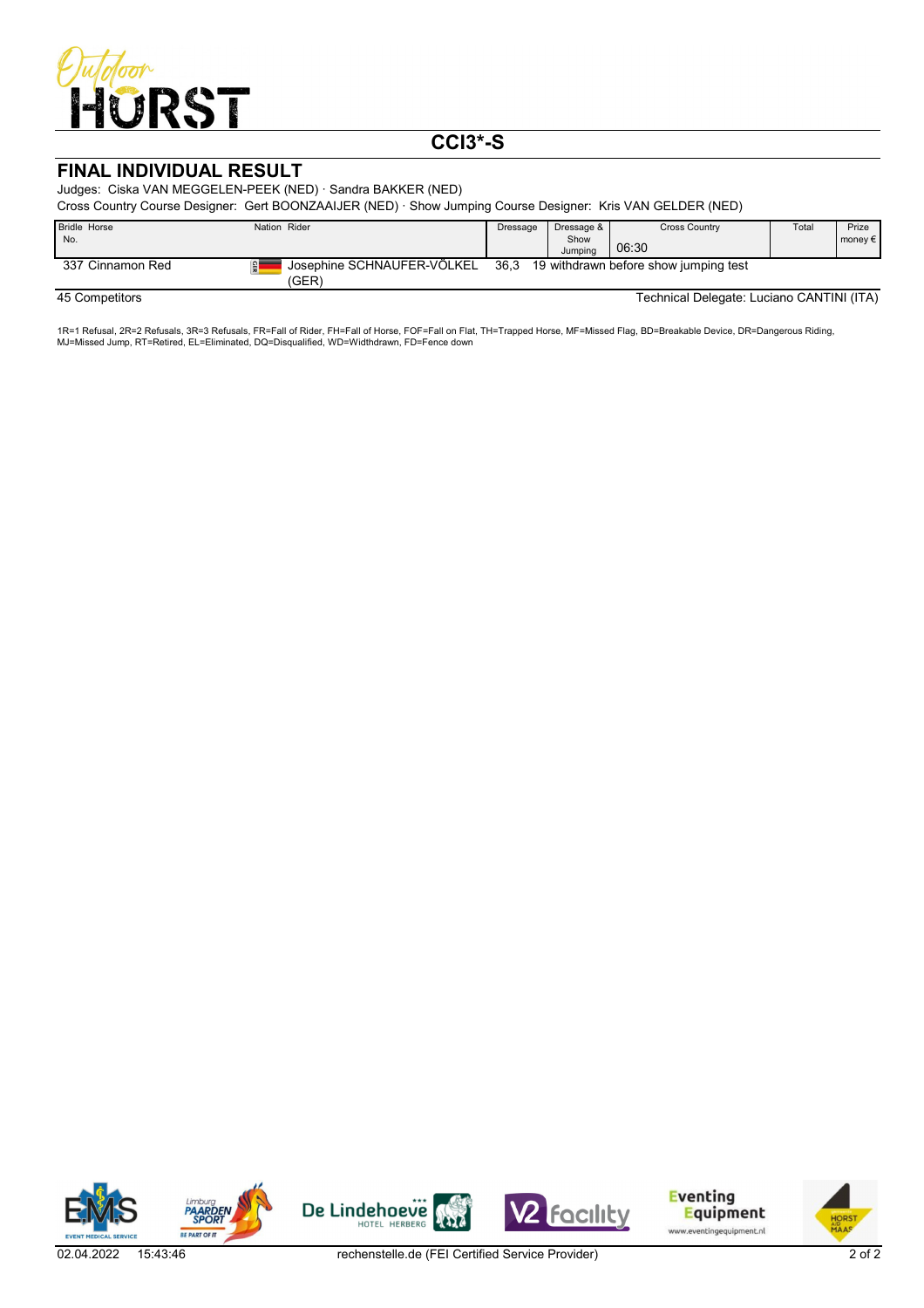## CCI3*-S

# FINAL INDIVIDUAL RESULT

Judges: Ciska VAN MEGGELEN-PEEK (NED) · Sandra BAKKER (NED)

Cross Country Course Designer: Gert BOONZAAIJER (NED) · Show Jumping Course Designer: Kris VAN GELDER (NED)

| Bridle No. | Horse | Nation | Rider | Dressage | Dressage & Show Jumping | Cross Country 06:30 | Total | Prize money € |
|---|---|---|---|---|---|---|---|---|
| 337 | Cinnamon Red | GER | Josephine SCHNAUFER-VÖLKEL (GER) | 36,3 | 19 withdrawn before show jumping test | | | |

45 Competitors

Technical Delegate: Luciano CANTINI (ITA)

1R=1 Refusal, 2R=2 Refusals, 3R=3 Refusals, FR=Fall of Rider, FH=Fall of Horse, FOF=Fall on Flat, TH=Trapped Horse, MF=Missed Flag, BD=Breakable Device, DR=Dangerous Riding, MJ=Missed Jump, RT=Retired, EL=Eliminated, DQ=Disqualified, WD=Widthdrawn, FD=Fence down

02.04.2022 15:43:46 rechenstelle.de (FEI Certified Service Provider)